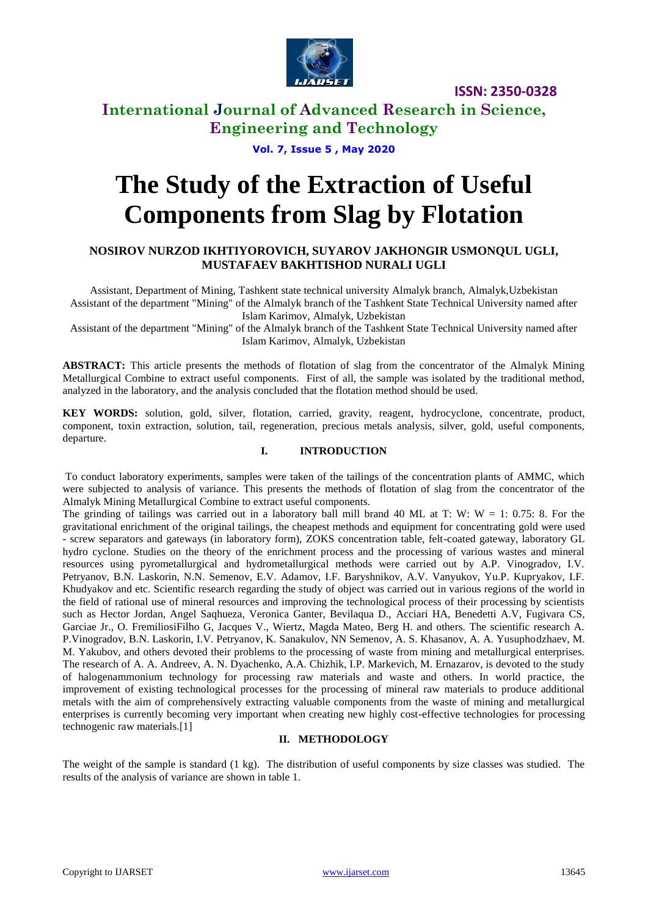# The Study of the Extraction of Useful Components from Slag by Flotation

**NOSIROV NURZOD IKHTIYOROVICH, SUYAROV JAKHONGIR USMONQUL UGLI, MUSTAFAEV BAKHTISHOD NURALI UGLI**

Assistant, Department of Mining, Tashkent state technical university Almalyk branch, Almalyk,Uzbekistan

Assistant of the department "Mining" of the Almalyk branch of the Tashkent State Technical University named after Islam Karimov, Almalyk, Uzbekistan

Assistant of the department "Mining" of the Almalyk branch of the Tashkent State Technical University named after Islam Karimov, Almalyk, Uzbekistan

**ABSTRACT:** This article presents the methods of flotation of slag from the concentrator of the Almalyk Mining Metallurgical Combine to extract useful components. First of all, the sample was isolated by the traditional method, analyzed in the laboratory, and the analysis concluded that the flotation method should be used.

**KEY WORDS:** solution, gold, silver, flotation, carried, gravity, reagent, hydrocyclone, concentrate, product, component, toxin extraction, solution, tail, regeneration, precious metals analysis, silver, gold, useful components, departure.

## I. INTRODUCTION

To conduct laboratory experiments, samples were taken of the tailings of the concentration plants of AMMC, which were subjected to analysis of variance. This presents the methods of flotation of slag from the concentrator of the Almalyk Mining Metallurgical Combine to extract useful components.

The grinding of tailings was carried out in a laboratory ball mill brand 40 ML at T: W: W = 1: 0.75: 8. For the gravitational enrichment of the original tailings, the cheapest methods and equipment for concentrating gold were used - screw separators and gateways (in laboratory form), ZOKS concentration table, felt-coated gateway, laboratory GL hydro cyclone. Studies on the theory of the enrichment process and the processing of various wastes and mineral resources using pyrometallurgical and hydrometallurgical methods were carried out by A.P. Vinogradov, I.V. Petryanov, B.N. Laskorin, N.N. Semenov, E.V. Adamov, I.F. Baryshnikov, A.V. Vanyukov, Yu.P. Kupryakov, I.F. Khudyakov and etc. Scientific research regarding the study of object was carried out in various regions of the world in the field of rational use of mineral resources and improving the technological process of their processing by scientists such as Hector Jordan, Angel Saqhueza, Veronica Ganter, Bevilaqua D., Acciari HA, Benedetti A.V, Fugivara CS, Garciae Jr., O. FremiliosiFilho G, Jacques V., Wiertz, Magda Mateo, Berg H. and others. The scientific research A. P.Vinogradov, B.N. Laskorin, I.V. Petryanov, K. Sanakulov, NN Semenov, A. S. Khasanov, A. A. Yusuphodzhaev, M. M. Yakubov, and others devoted their problems to the processing of waste from mining and metallurgical enterprises. The research of A. A. Andreev, A. N. Dyachenko, A.A. Chizhik, I.P. Markevich, M. Ernazarov, is devoted to the study of halogenammonium technology for processing raw materials and waste and others. In world practice, the improvement of existing technological processes for the processing of mineral raw materials to produce additional metals with the aim of comprehensively extracting valuable components from the waste of mining and metallurgical enterprises is currently becoming very important when creating new highly cost-effective technologies for processing technogenic raw materials.[1]

## II. METHODOLOGY

The weight of the sample is standard (1 kg). The distribution of useful components by size classes was studied. The results of the analysis of variance are shown in table 1.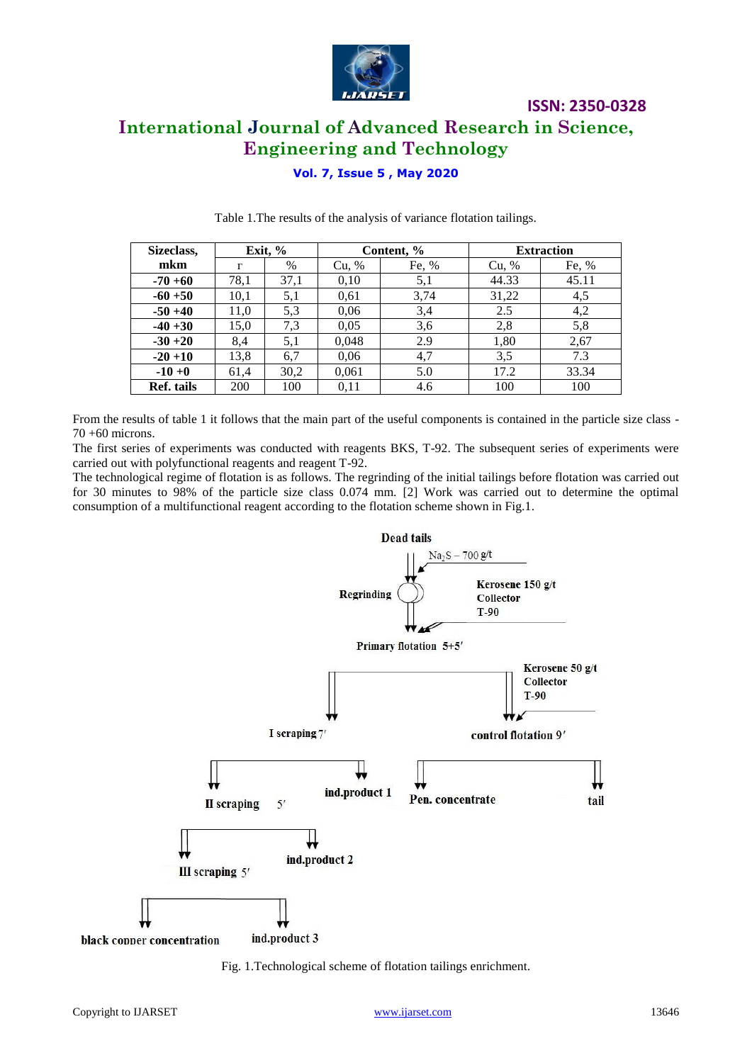Table 1.The results of the analysis of variance flotation tailings.

| Sizeclass, mkm | Exit, % | | Content, % | | Extraction | |
|---|---|---|---|---|---|---|
| | г | % | Cu, % | Fe, % | Cu, % | Fe, % |
| **-70 +60** | 78,1 | 37,1 | 0,10 | 5,1 | 44.33 | 45.11 |
| **-60 +50** | 10,1 | 5,1 | 0,61 | 3,74 | 31,22 | 4,5 |
| **-50 +40** | 11,0 | 5,3 | 0,06 | 3,4 | 2.5 | 4,2 |
| **-40 +30** | 15,0 | 7,3 | 0,05 | 3,6 | 2,8 | 5,8 |
| **-30 +20** | 8,4 | 5,1 | 0,048 | 2.9 | 1,80 | 2,67 |
| **-20 +10** | 13,8 | 6,7 | 0,06 | 4,7 | 3,5 | 7.3 |
| **-10 +0** | 61,4 | 30,2 | 0,061 | 5.0 | 17.2 | 33.34 |
| **Ref. tails** | 200 | 100 | 0,11 | 4.6 | 100 | 100 |

From the results of table 1 it follows that the main part of the useful components is contained in the particle size class -70 +60 microns.

The first series of experiments was conducted with reagents BKS, T-92. The subsequent series of experiments were carried out with polyfunctional reagents and reagent T-92.

The technological regime of flotation is as follows. The regrinding of the initial tailings before flotation was carried out for 30 minutes to 98% of the particle size class 0.074 mm. [2] Work was carried out to determine the optimal consumption of a multifunctional reagent according to the flotation scheme shown in Fig.1.

Dead tails

$Na_2S$ – 700 g/t

Regrinding

Kerosene 150 g/t
Collector
T-90

Primary flotation 5+5′

Kerosene 50 g/t
Collector
T-90

I scraping 7′

control flotation 9′

II scraping 5′

ind.product 1

Pen. concentrate

tail

III scraping 5′

ind.product 2

black copper concentration

ind.product 3

Fig. 1.Technological scheme of flotation tailings enrichment.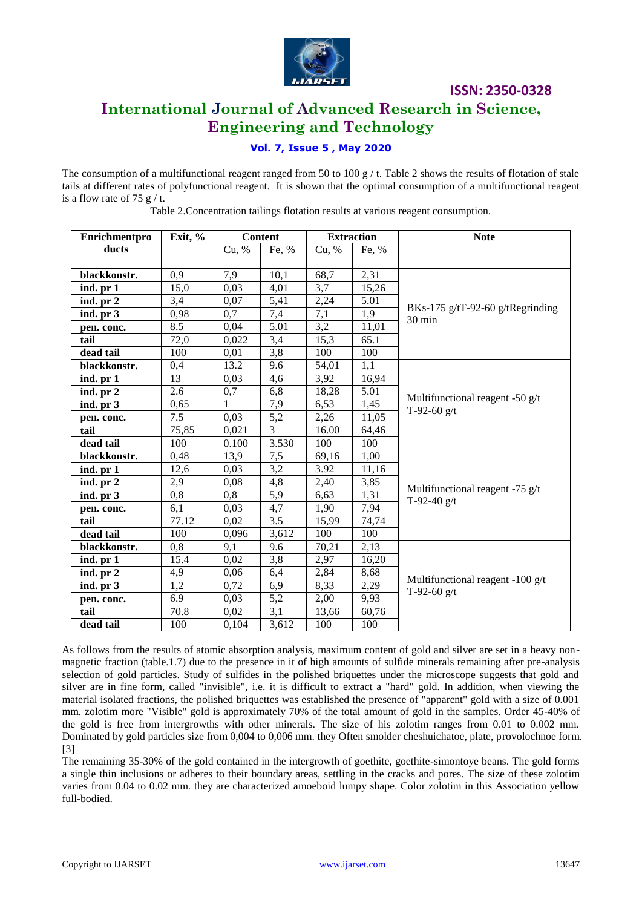The consumption of a multifunctional reagent ranged from 50 to 100 g / t. Table 2 shows the results of flotation of stale tails at different rates of polyfunctional reagent. It is shown that the optimal consumption of a multifunctional reagent is a flow rate of 75 g / t.

Table 2.Concentration tailings flotation results at various reagent consumption.

| Enrichmentproducts | Exit, % | Content | | Extraction | | Note |
|---|---|---|---|---|---|---|
| | | Cu, % | Fe, % | Cu, % | Fe, % | |
| **blackkonstr.** | 0,9 | 7,9 | 10,1 | 68,7 | 2,31 | BKs-175 g/tT-92-60 g/tRegrinding 30 min |
| **ind. pr 1** | 15,0 | 0,03 | 4,01 | 3,7 | 15,26 | |
| **ind. pr 2** | 3,4 | 0,07 | 5,41 | 2,24 | 5.01 | |
| **ind. pr 3** | 0,98 | 0,7 | 7,4 | 7,1 | 1,9 | |
| **pen. conc.** | 8.5 | 0,04 | 5.01 | 3,2 | 11,01 | |
| **tail** | 72,0 | 0,022 | 3,4 | 15,3 | 65.1 | |
| **dead tail** | 100 | 0,01 | 3,8 | 100 | 100 | |
| **blackkonstr.** | 0,4 | 13.2 | 9.6 | 54,01 | 1,1 | Multifunctional reagent -50 g/t T-92-60 g/t |
| **ind. pr 1** | 13 | 0,03 | 4,6 | 3,92 | 16,94 | |
| **ind. pr 2** | 2.6 | 0,7 | 6,8 | 18,28 | 5.01 | |
| **ind. pr 3** | 0,65 | 1 | 7,9 | 6,53 | 1,45 | |
| **pen. conc.** | 7.5 | 0,03 | 5,2 | 2,26 | 11,05 | |
| **tail** | 75,85 | 0,021 | 3 | 16.00 | 64,46 | |
| **dead tail** | 100 | 0.100 | 3.530 | 100 | 100 | |
| **blackkonstr.** | 0,48 | 13,9 | 7,5 | 69,16 | 1,00 | Multifunctional reagent -75 g/t T-92-40 g/t |
| **ind. pr 1** | 12,6 | 0,03 | 3,2 | 3.92 | 11,16 | |
| **ind. pr 2** | 2,9 | 0,08 | 4,8 | 2,40 | 3,85 | |
| **ind. pr 3** | 0,8 | 0,8 | 5,9 | 6,63 | 1,31 | |
| **pen. conc.** | 6,1 | 0,03 | 4,7 | 1,90 | 7,94 | |
| **tail** | 77.12 | 0,02 | 3.5 | 15,99 | 74,74 | |
| **dead tail** | 100 | 0,096 | 3,612 | 100 | 100 | |
| **blackkonstr.** | 0,8 | 9,1 | 9.6 | 70,21 | 2,13 | Multifunctional reagent -100 g/t T-92-60 g/t |
| **ind. pr 1** | 15.4 | 0,02 | 3,8 | 2,97 | 16,20 | |
| **ind. pr 2** | 4,9 | 0,06 | 6,4 | 2,84 | 8,68 | |
| **ind. pr 3** | 1,2 | 0,72 | 6,9 | 8,33 | 2,29 | |
| **pen. conc.** | 6.9 | 0,03 | 5,2 | 2,00 | 9,93 | |
| **tail** | 70.8 | 0,02 | 3,1 | 13,66 | 60,76 | |
| **dead tail** | 100 | 0,104 | 3,612 | 100 | 100 | |

As follows from the results of atomic absorption analysis, maximum content of gold and silver are set in a heavy non-magnetic fraction (table.1.7) due to the presence in it of high amounts of sulfide minerals remaining after pre-analysis selection of gold particles. Study of sulfides in the polished briquettes under the microscope suggests that gold and silver are in fine form, called "invisible", i.e. it is difficult to extract a "hard" gold. In addition, when viewing the material isolated fractions, the polished briquettes was established the presence of "apparent" gold with a size of 0.001 mm. zolotim more "Visible" gold is approximately 70% of the total amount of gold in the samples. Order 45-40% of the gold is free from intergrowths with other minerals. The size of his zolotim ranges from 0.01 to 0.002 mm. Dominated by gold particles size from 0,004 to 0,006 mm. they Often smolder cheshuichatoe, plate, provolochnoe form. [3]

The remaining 35-30% of the gold contained in the intergrowth of goethite, goethite-simontoye beans. The gold forms a single thin inclusions or adheres to their boundary areas, settling in the cracks and pores. The size of these zolotim varies from 0.04 to 0.02 mm. they are characterized amoeboid lumpy shape. Color zolotim in this Association yellow full-bodied.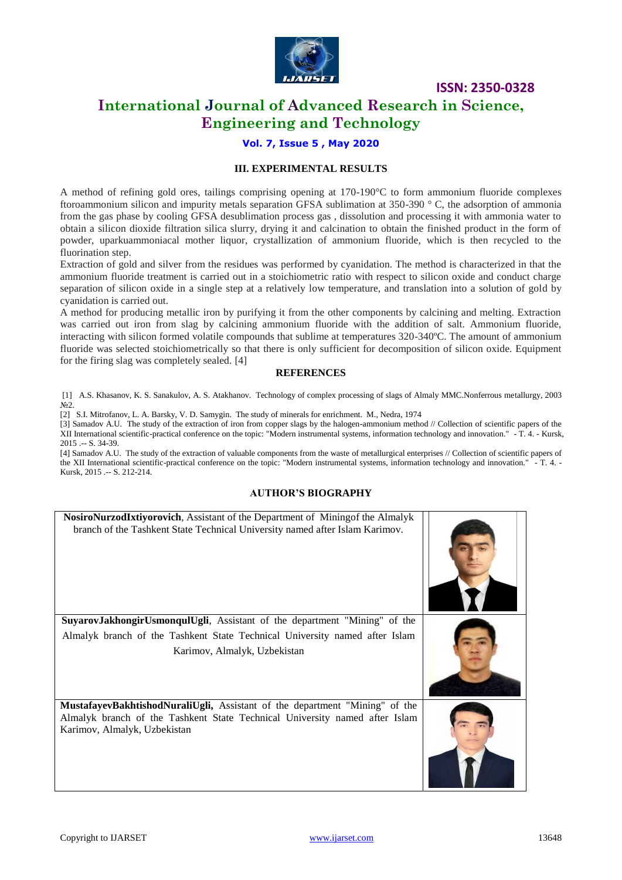### III. EXPERIMENTAL RESULTS

A method of refining gold ores, tailings comprising opening at 170-190°C to form ammonium fluoride complexes ftoroammonium silicon and impurity metals separation GFSA sublimation at 350-390 ° C, the adsorption of ammonia from the gas phase by cooling GFSA desublimation process gas , dissolution and processing it with ammonia water to obtain a silicon dioxide filtration silica slurry, drying it and calcination to obtain the finished product in the form of powder, uparkuammoniacal mother liquor, crystallization of ammonium fluoride, which is then recycled to the fluorination step.

Extraction of gold and silver from the residues was performed by cyanidation. The method is characterized in that the ammonium fluoride treatment is carried out in a stoichiometric ratio with respect to silicon oxide and conduct charge separation of silicon oxide in a single step at a relatively low temperature, and translation into a solution of gold by cyanidation is carried out.

A method for producing metallic iron by purifying it from the other components by calcining and melting. Extraction was carried out iron from slag by calcining ammonium fluoride with the addition of salt. Ammonium fluoride, interacting with silicon formed volatile compounds that sublime at temperatures 320-340ºC. The amount of ammonium fluoride was selected stoichiometrically so that there is only sufficient for decomposition of silicon oxide. Equipment for the firing slag was completely sealed. [4]

### REFERENCES

[1] A.S. Khasanov, K. S. Sanakulov, A. S. Atakhanov. Technology of complex processing of slags of Almaly MMC.Nonferrous metallurgy, 2003 №2.

[2] S.I. Mitrofanov, L. A. Barsky, V. D. Samygin. The study of minerals for enrichment. M., Nedra, 1974

[3] Samadov A.U. The study of the extraction of iron from copper slags by the halogen-ammonium method // Collection of scientific papers of the XII International scientific-practical conference on the topic: "Modern instrumental systems, information technology and innovation." - T. 4. - Kursk, 2015 .-- S. 34-39.

[4] Samadov A.U. The study of the extraction of valuable components from the waste of metallurgical enterprises // Collection of scientific papers of the XII International scientific-practical conference on the topic: "Modern instrumental systems, information technology and innovation." - T. 4. - Kursk, 2015 .-- S. 212-214.

### AUTHOR'S BIOGRAPHY

**NosiroNurzodIxtiyorovich**, Assistant of the Department of Miningof the Almalyk branch of the Tashkent State Technical University named after Islam Karimov.

**SuyarovJakhongirUsmonqulUgli**, Assistant of the department "Mining" of the Almalyk branch of the Tashkent State Technical University named after Islam Karimov, Almalyk, Uzbekistan

**MustafayevBakhtishodNuraliUgli,** Assistant of the department "Mining" of the Almalyk branch of the Tashkent State Technical University named after Islam Karimov, Almalyk, Uzbekistan